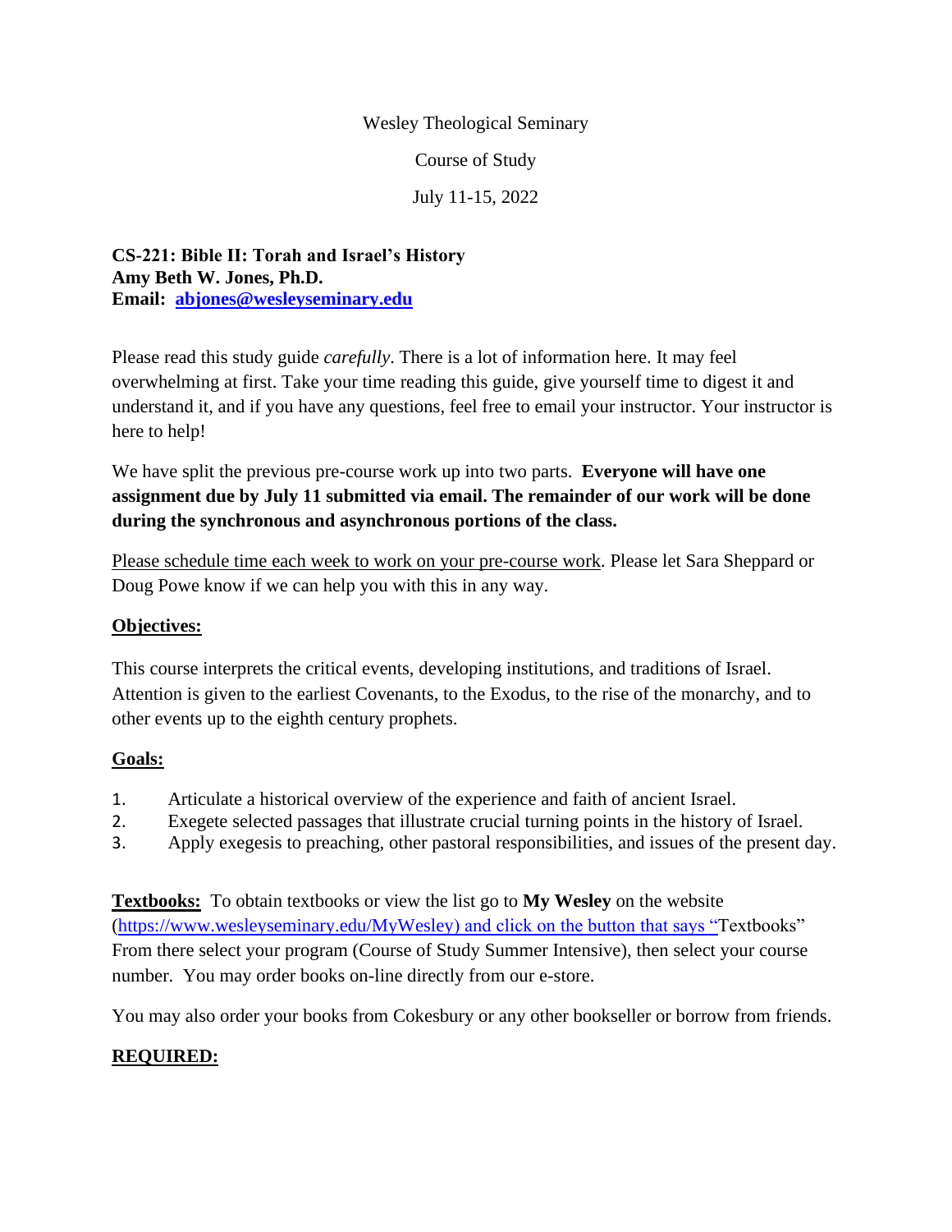Wesley Theological Seminary

Course of Study

July 11-15, 2022

**CS-221: Bible II: Torah and Israel's History**
**Amy Beth W. Jones, Ph.D.**
**Email: [abjones@wesleyseminary.edu](mailto:abjones@wesleyseminary.edu)**

Please read this study guide *carefully*. There is a lot of information here. It may feel overwhelming at first. Take your time reading this guide, give yourself time to digest it and understand it, and if you have any questions, feel free to email your instructor. Your instructor is here to help!

We have split the previous pre-course work up into two parts. **Everyone will have one assignment due by July 11 submitted via email. The remainder of our work will be done during the synchronous and asynchronous portions of the class.**

<u>Please schedule time each week to work on your pre-course work</u>. Please let Sara Sheppard or Doug Powe know if we can help you with this in any way.

## Objectives:

This course interprets the critical events, developing institutions, and traditions of Israel. Attention is given to the earliest Covenants, to the Exodus, to the rise of the monarchy, and to other events up to the eighth century prophets.

## Goals:

1. Articulate a historical overview of the experience and faith of ancient Israel.
2. Exegete selected passages that illustrate crucial turning points in the history of Israel.
3. Apply exegesis to preaching, other pastoral responsibilities, and issues of the present day.

**Textbooks:** To obtain textbooks or view the list go to **My Wesley** on the website (https://www.wesleyseminary.edu/MyWesley) and click on the button that says "Textbooks" From there select your program (Course of Study Summer Intensive), then select your course number. You may order books on-line directly from our e-store.

You may also order your books from Cokesbury or any other bookseller or borrow from friends.

## REQUIRED: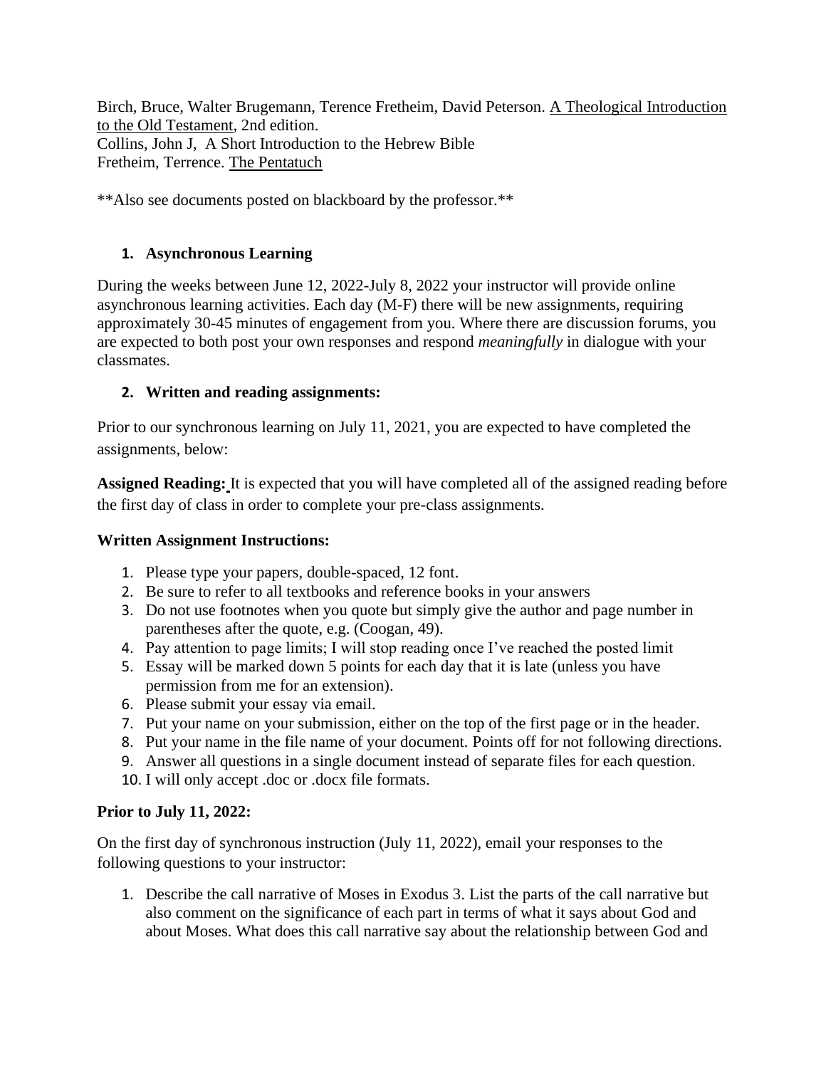Birch, Bruce, Walter Brugemann, Terence Fretheim, David Peterson. A Theological Introduction to the Old Testament, 2nd edition.
Collins, John J, A Short Introduction to the Hebrew Bible
Fretheim, Terrence. The Pentatuch

**Also see documents posted on blackboard by the professor.**

1. **Asynchronous Learning**

During the weeks between June 12, 2022-July 8, 2022 your instructor will provide online asynchronous learning activities. Each day (M-F) there will be new assignments, requiring approximately 30-45 minutes of engagement from you. Where there are discussion forums, you are expected to both post your own responses and respond *meaningfully* in dialogue with your classmates.

2. **Written and reading assignments:**

Prior to our synchronous learning on July 11, 2021, you are expected to have completed the assignments, below:

**Assigned Reading:** It is expected that you will have completed all of the assigned reading before the first day of class in order to complete your pre-class assignments.

**Written Assignment Instructions:**

1. Please type your papers, double-spaced, 12 font.
2. Be sure to refer to all textbooks and reference books in your answers
3. Do not use footnotes when you quote but simply give the author and page number in parentheses after the quote, e.g. (Coogan, 49).
4. Pay attention to page limits; I will stop reading once I've reached the posted limit
5. Essay will be marked down 5 points for each day that it is late (unless you have permission from me for an extension).
6. Please submit your essay via email.
7. Put your name on your submission, either on the top of the first page or in the header.
8. Put your name in the file name of your document. Points off for not following directions.
9. Answer all questions in a single document instead of separate files for each question.
10. I will only accept .doc or .docx file formats.

**Prior to July 11, 2022:**

On the first day of synchronous instruction (July 11, 2022), email your responses to the following questions to your instructor:

1. Describe the call narrative of Moses in Exodus 3. List the parts of the call narrative but also comment on the significance of each part in terms of what it says about God and about Moses. What does this call narrative say about the relationship between God and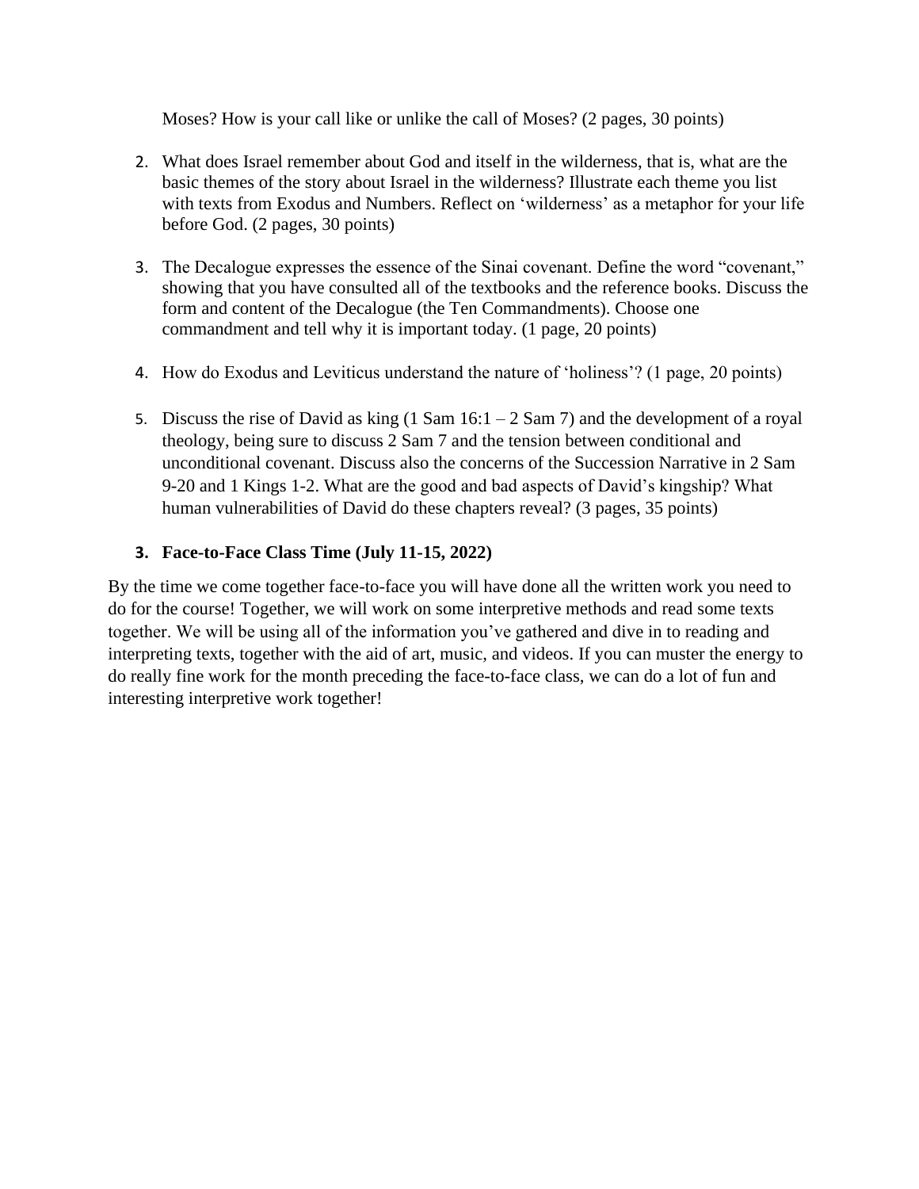Moses? How is your call like or unlike the call of Moses? (2 pages, 30 points)

2. What does Israel remember about God and itself in the wilderness, that is, what are the basic themes of the story about Israel in the wilderness? Illustrate each theme you list with texts from Exodus and Numbers. Reflect on 'wilderness' as a metaphor for your life before God. (2 pages, 30 points)

3. The Decalogue expresses the essence of the Sinai covenant. Define the word "covenant," showing that you have consulted all of the textbooks and the reference books. Discuss the form and content of the Decalogue (the Ten Commandments). Choose one commandment and tell why it is important today. (1 page, 20 points)

4. How do Exodus and Leviticus understand the nature of 'holiness'? (1 page, 20 points)

5. Discuss the rise of David as king (1 Sam 16:1 – 2 Sam 7) and the development of a royal theology, being sure to discuss 2 Sam 7 and the tension between conditional and unconditional covenant. Discuss also the concerns of the Succession Narrative in 2 Sam 9-20 and 1 Kings 1-2. What are the good and bad aspects of David's kingship? What human vulnerabilities of David do these chapters reveal? (3 pages, 35 points)

### 3. Face-to-Face Class Time (July 11-15, 2022)

By the time we come together face-to-face you will have done all the written work you need to do for the course! Together, we will work on some interpretive methods and read some texts together. We will be using all of the information you've gathered and dive in to reading and interpreting texts, together with the aid of art, music, and videos. If you can muster the energy to do really fine work for the month preceding the face-to-face class, we can do a lot of fun and interesting interpretive work together!